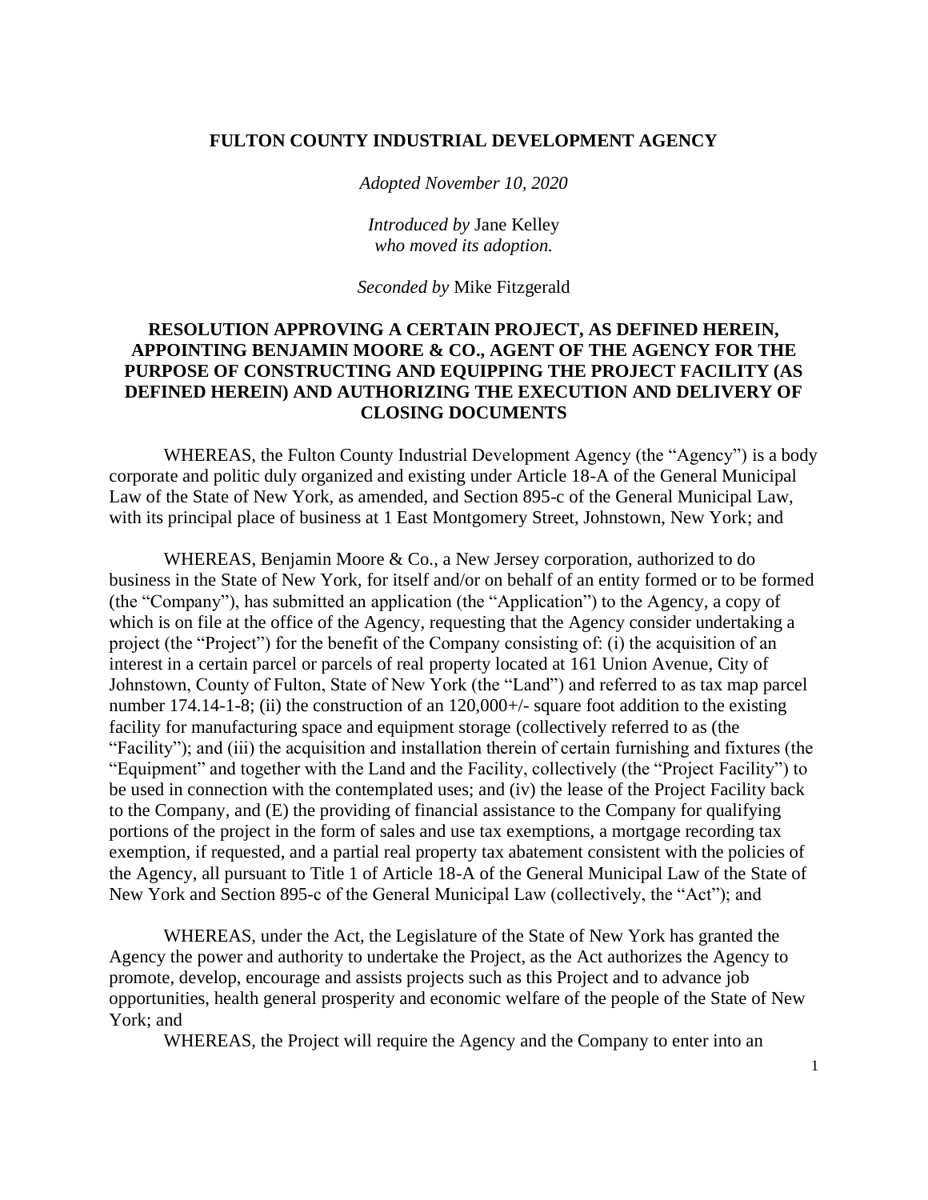**FULTON COUNTY INDUSTRIAL DEVELOPMENT AGENCY**

*Adopted November 10, 2020*

*Introduced by* Jane Kelley
*who moved its adoption.*

*Seconded by* Mike Fitzgerald

**RESOLUTION APPROVING A CERTAIN PROJECT, AS DEFINED HEREIN, APPOINTING BENJAMIN MOORE & CO., AGENT OF THE AGENCY FOR THE PURPOSE OF CONSTRUCTING AND EQUIPPING THE PROJECT FACILITY (AS DEFINED HEREIN) AND AUTHORIZING THE EXECUTION AND DELIVERY OF CLOSING DOCUMENTS**

WHEREAS, the Fulton County Industrial Development Agency (the "Agency") is a body corporate and politic duly organized and existing under Article 18-A of the General Municipal Law of the State of New York, as amended, and Section 895-c of the General Municipal Law, with its principal place of business at 1 East Montgomery Street, Johnstown, New York; and

WHEREAS, Benjamin Moore & Co., a New Jersey corporation, authorized to do business in the State of New York, for itself and/or on behalf of an entity formed or to be formed (the "Company"), has submitted an application (the "Application") to the Agency, a copy of which is on file at the office of the Agency, requesting that the Agency consider undertaking a project (the "Project") for the benefit of the Company consisting of: (i) the acquisition of an interest in a certain parcel or parcels of real property located at 161 Union Avenue, City of Johnstown, County of Fulton, State of New York (the "Land") and referred to as tax map parcel number 174.14-1-8; (ii) the construction of an 120,000+/- square foot addition to the existing facility for manufacturing space and equipment storage (collectively referred to as (the "Facility"); and (iii) the acquisition and installation therein of certain furnishing and fixtures (the "Equipment" and together with the Land and the Facility, collectively (the "Project Facility") to be used in connection with the contemplated uses; and (iv) the lease of the Project Facility back to the Company, and (E) the providing of financial assistance to the Company for qualifying portions of the project in the form of sales and use tax exemptions, a mortgage recording tax exemption, if requested, and a partial real property tax abatement consistent with the policies of the Agency, all pursuant to Title 1 of Article 18-A of the General Municipal Law of the State of New York and Section 895-c of the General Municipal Law (collectively, the "Act"); and

WHEREAS, under the Act, the Legislature of the State of New York has granted the Agency the power and authority to undertake the Project, as the Act authorizes the Agency to promote, develop, encourage and assists projects such as this Project and to advance job opportunities, health general prosperity and economic welfare of the people of the State of New York; and

WHEREAS, the Project will require the Agency and the Company to enter into an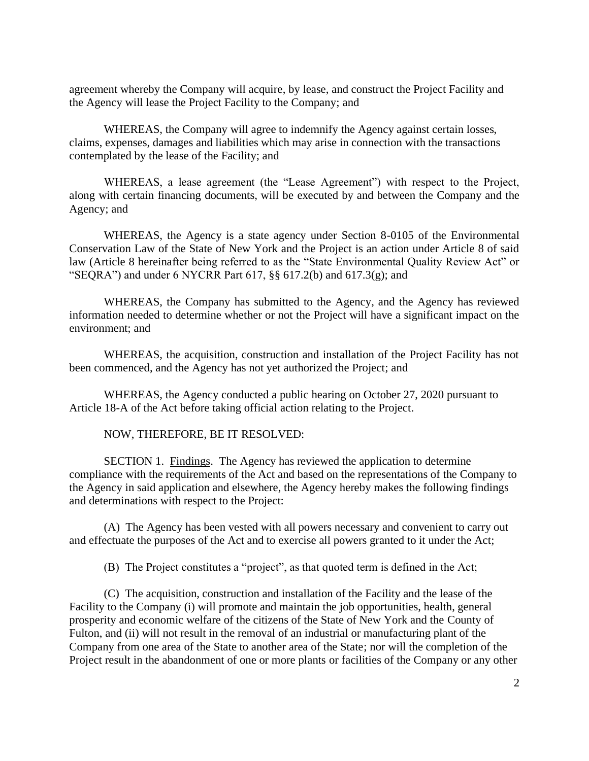agreement whereby the Company will acquire, by lease, and construct the Project Facility and the Agency will lease the Project Facility to the Company; and

WHEREAS, the Company will agree to indemnify the Agency against certain losses, claims, expenses, damages and liabilities which may arise in connection with the transactions contemplated by the lease of the Facility; and

WHEREAS, a lease agreement (the "Lease Agreement") with respect to the Project, along with certain financing documents, will be executed by and between the Company and the Agency; and

WHEREAS, the Agency is a state agency under Section 8-0105 of the Environmental Conservation Law of the State of New York and the Project is an action under Article 8 of said law (Article 8 hereinafter being referred to as the "State Environmental Quality Review Act" or "SEQRA") and under 6 NYCRR Part 617, §§ 617.2(b) and 617.3(g); and

WHEREAS, the Company has submitted to the Agency, and the Agency has reviewed information needed to determine whether or not the Project will have a significant impact on the environment; and

WHEREAS, the acquisition, construction and installation of the Project Facility has not been commenced, and the Agency has not yet authorized the Project; and

WHEREAS, the Agency conducted a public hearing on October 27, 2020 pursuant to Article 18-A of the Act before taking official action relating to the Project.

NOW, THEREFORE, BE IT RESOLVED:

SECTION 1. Findings. The Agency has reviewed the application to determine compliance with the requirements of the Act and based on the representations of the Company to the Agency in said application and elsewhere, the Agency hereby makes the following findings and determinations with respect to the Project:

(A) The Agency has been vested with all powers necessary and convenient to carry out and effectuate the purposes of the Act and to exercise all powers granted to it under the Act;

(B) The Project constitutes a "project", as that quoted term is defined in the Act;

(C) The acquisition, construction and installation of the Facility and the lease of the Facility to the Company (i) will promote and maintain the job opportunities, health, general prosperity and economic welfare of the citizens of the State of New York and the County of Fulton, and (ii) will not result in the removal of an industrial or manufacturing plant of the Company from one area of the State to another area of the State; nor will the completion of the Project result in the abandonment of one or more plants or facilities of the Company or any other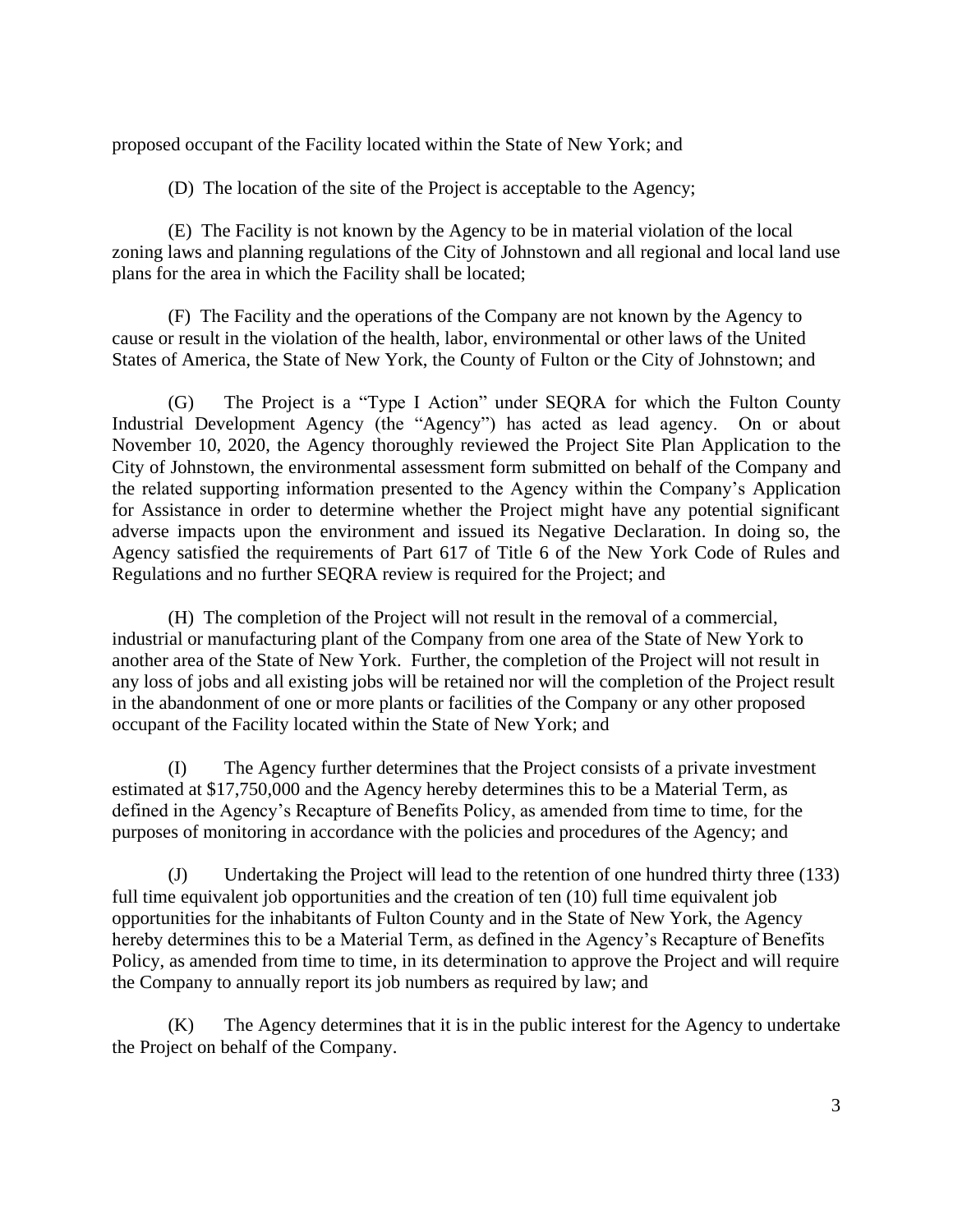proposed occupant of the Facility located within the State of New York; and

(D) The location of the site of the Project is acceptable to the Agency;

(E) The Facility is not known by the Agency to be in material violation of the local zoning laws and planning regulations of the City of Johnstown and all regional and local land use plans for the area in which the Facility shall be located;

(F) The Facility and the operations of the Company are not known by the Agency to cause or result in the violation of the health, labor, environmental or other laws of the United States of America, the State of New York, the County of Fulton or the City of Johnstown; and

(G) The Project is a "Type I Action" under SEQRA for which the Fulton County Industrial Development Agency (the "Agency") has acted as lead agency. On or about November 10, 2020, the Agency thoroughly reviewed the Project Site Plan Application to the City of Johnstown, the environmental assessment form submitted on behalf of the Company and the related supporting information presented to the Agency within the Company's Application for Assistance in order to determine whether the Project might have any potential significant adverse impacts upon the environment and issued its Negative Declaration. In doing so, the Agency satisfied the requirements of Part 617 of Title 6 of the New York Code of Rules and Regulations and no further SEQRA review is required for the Project; and

(H) The completion of the Project will not result in the removal of a commercial, industrial or manufacturing plant of the Company from one area of the State of New York to another area of the State of New York. Further, the completion of the Project will not result in any loss of jobs and all existing jobs will be retained nor will the completion of the Project result in the abandonment of one or more plants or facilities of the Company or any other proposed occupant of the Facility located within the State of New York; and

(I) The Agency further determines that the Project consists of a private investment estimated at $17,750,000 and the Agency hereby determines this to be a Material Term, as defined in the Agency's Recapture of Benefits Policy, as amended from time to time, for the purposes of monitoring in accordance with the policies and procedures of the Agency; and

(J) Undertaking the Project will lead to the retention of one hundred thirty three (133) full time equivalent job opportunities and the creation of ten (10) full time equivalent job opportunities for the inhabitants of Fulton County and in the State of New York, the Agency hereby determines this to be a Material Term, as defined in the Agency's Recapture of Benefits Policy, as amended from time to time, in its determination to approve the Project and will require the Company to annually report its job numbers as required by law; and

(K) The Agency determines that it is in the public interest for the Agency to undertake the Project on behalf of the Company.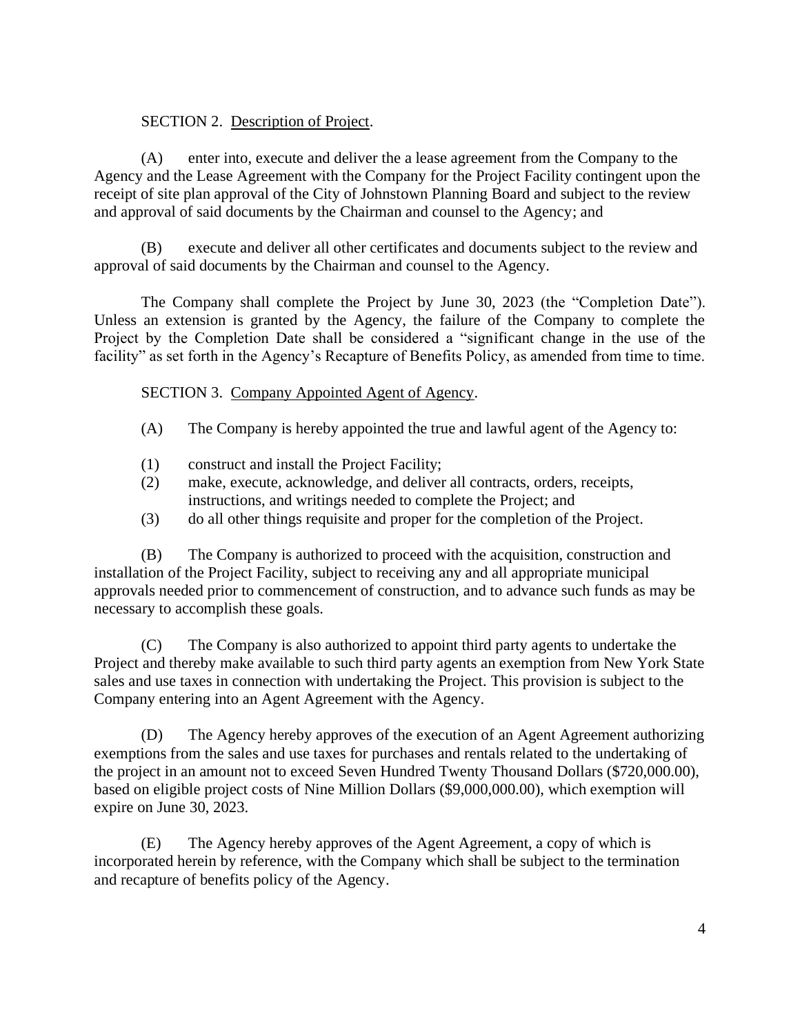SECTION 2. Description of Project.

(A) enter into, execute and deliver the a lease agreement from the Company to the Agency and the Lease Agreement with the Company for the Project Facility contingent upon the receipt of site plan approval of the City of Johnstown Planning Board and subject to the review and approval of said documents by the Chairman and counsel to the Agency; and

(B) execute and deliver all other certificates and documents subject to the review and approval of said documents by the Chairman and counsel to the Agency.

The Company shall complete the Project by June 30, 2023 (the "Completion Date"). Unless an extension is granted by the Agency, the failure of the Company to complete the Project by the Completion Date shall be considered a "significant change in the use of the facility" as set forth in the Agency's Recapture of Benefits Policy, as amended from time to time.

SECTION 3. Company Appointed Agent of Agency.

(A) The Company is hereby appointed the true and lawful agent of the Agency to:

(1) construct and install the Project Facility;
(2) make, execute, acknowledge, and deliver all contracts, orders, receipts, instructions, and writings needed to complete the Project; and
(3) do all other things requisite and proper for the completion of the Project.

(B) The Company is authorized to proceed with the acquisition, construction and installation of the Project Facility, subject to receiving any and all appropriate municipal approvals needed prior to commencement of construction, and to advance such funds as may be necessary to accomplish these goals.

(C) The Company is also authorized to appoint third party agents to undertake the Project and thereby make available to such third party agents an exemption from New York State sales and use taxes in connection with undertaking the Project. This provision is subject to the Company entering into an Agent Agreement with the Agency.

(D) The Agency hereby approves of the execution of an Agent Agreement authorizing exemptions from the sales and use taxes for purchases and rentals related to the undertaking of the project in an amount not to exceed Seven Hundred Twenty Thousand Dollars ($720,000.00), based on eligible project costs of Nine Million Dollars ($9,000,000.00), which exemption will expire on June 30, 2023.

(E) The Agency hereby approves of the Agent Agreement, a copy of which is incorporated herein by reference, with the Company which shall be subject to the termination and recapture of benefits policy of the Agency.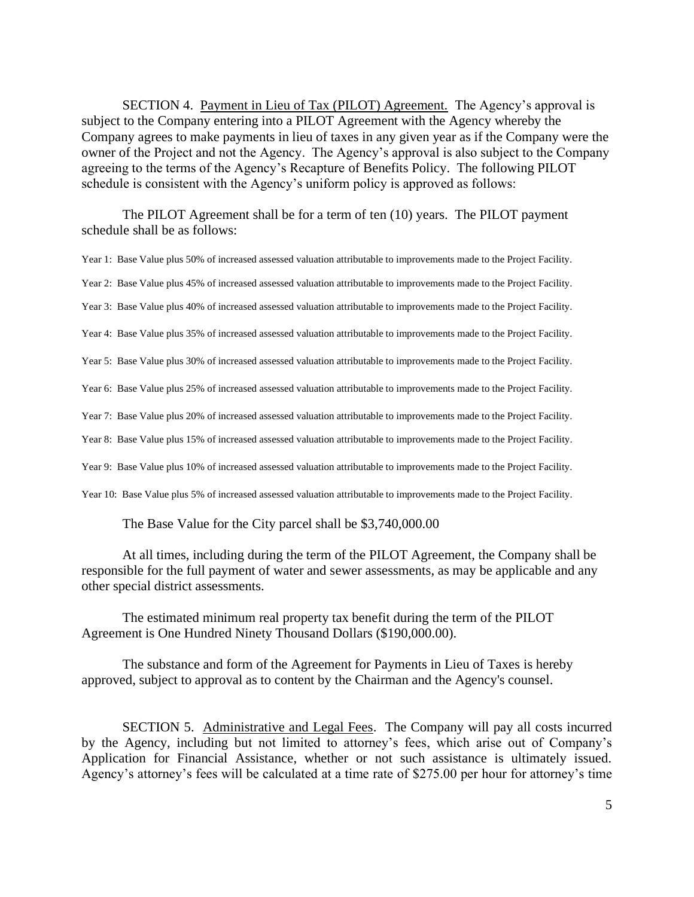SECTION 4. Payment in Lieu of Tax (PILOT) Agreement. The Agency's approval is subject to the Company entering into a PILOT Agreement with the Agency whereby the Company agrees to make payments in lieu of taxes in any given year as if the Company were the owner of the Project and not the Agency. The Agency's approval is also subject to the Company agreeing to the terms of the Agency's Recapture of Benefits Policy. The following PILOT schedule is consistent with the Agency's uniform policy is approved as follows:

The PILOT Agreement shall be for a term of ten (10) years. The PILOT payment schedule shall be as follows:

Year 1: Base Value plus 50% of increased assessed valuation attributable to improvements made to the Project Facility.

Year 2: Base Value plus 45% of increased assessed valuation attributable to improvements made to the Project Facility.

Year 3: Base Value plus 40% of increased assessed valuation attributable to improvements made to the Project Facility.

Year 4: Base Value plus 35% of increased assessed valuation attributable to improvements made to the Project Facility.

Year 5: Base Value plus 30% of increased assessed valuation attributable to improvements made to the Project Facility.

Year 6: Base Value plus 25% of increased assessed valuation attributable to improvements made to the Project Facility.

Year 7: Base Value plus 20% of increased assessed valuation attributable to improvements made to the Project Facility.

Year 8: Base Value plus 15% of increased assessed valuation attributable to improvements made to the Project Facility.

Year 9: Base Value plus 10% of increased assessed valuation attributable to improvements made to the Project Facility.

Year 10: Base Value plus 5% of increased assessed valuation attributable to improvements made to the Project Facility.

The Base Value for the City parcel shall be $3,740,000.00

At all times, including during the term of the PILOT Agreement, the Company shall be responsible for the full payment of water and sewer assessments, as may be applicable and any other special district assessments.

The estimated minimum real property tax benefit during the term of the PILOT Agreement is One Hundred Ninety Thousand Dollars ($190,000.00).

The substance and form of the Agreement for Payments in Lieu of Taxes is hereby approved, subject to approval as to content by the Chairman and the Agency's counsel.

SECTION 5. Administrative and Legal Fees. The Company will pay all costs incurred by the Agency, including but not limited to attorney's fees, which arise out of Company's Application for Financial Assistance, whether or not such assistance is ultimately issued. Agency's attorney's fees will be calculated at a time rate of $275.00 per hour for attorney's time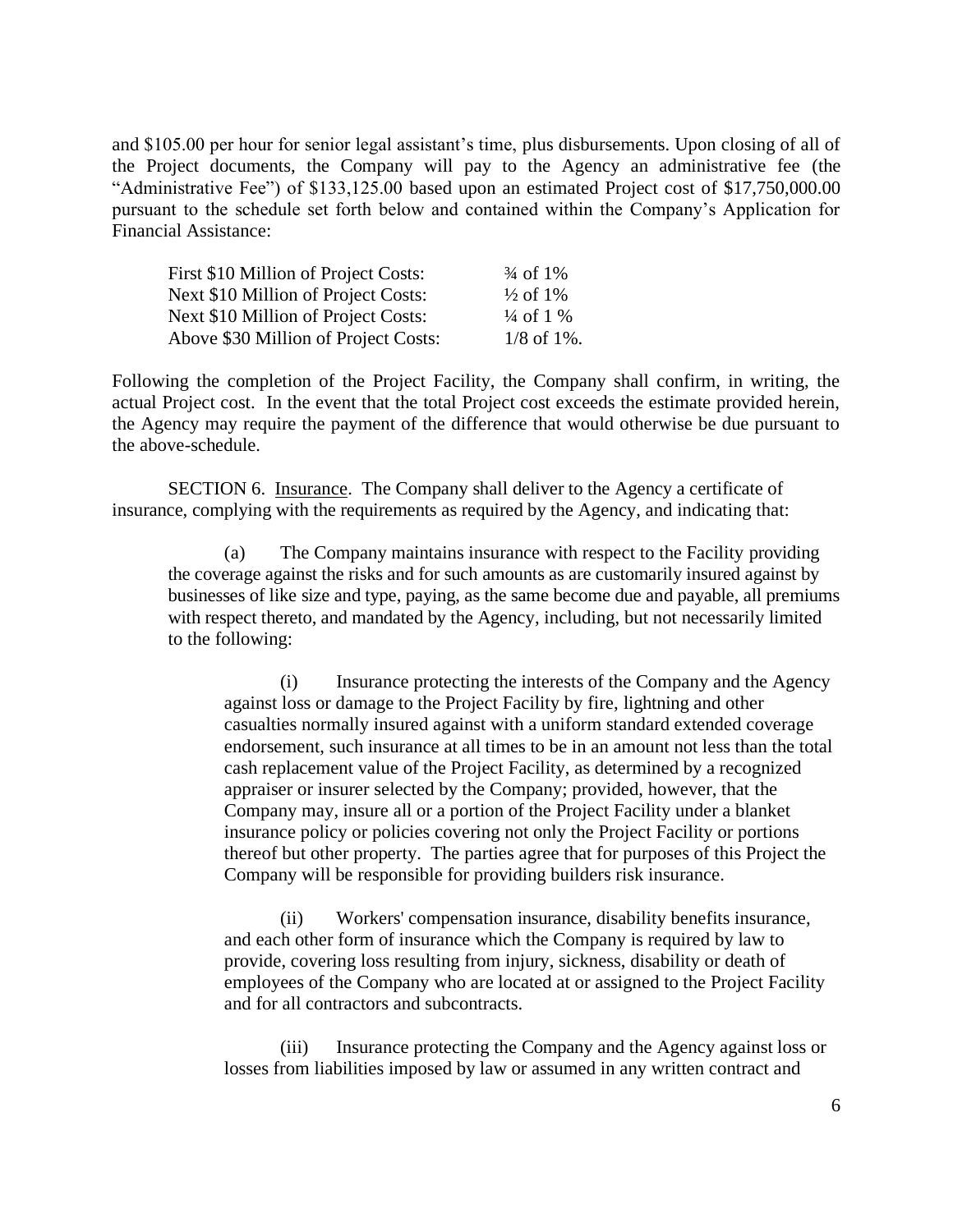and $105.00 per hour for senior legal assistant's time, plus disbursements. Upon closing of all of the Project documents, the Company will pay to the Agency an administrative fee (the "Administrative Fee") of $133,125.00 based upon an estimated Project cost of $17,750,000.00 pursuant to the schedule set forth below and contained within the Company's Application for Financial Assistance:

| | |
|---|---|
| First $10 Million of Project Costs: | ¾ of 1% |
| Next $10 Million of Project Costs: | ½ of 1% |
| Next $10 Million of Project Costs: | ¼ of 1 % |
| Above $30 Million of Project Costs: | 1/8 of 1%. |

Following the completion of the Project Facility, the Company shall confirm, in writing, the actual Project cost. In the event that the total Project cost exceeds the estimate provided herein, the Agency may require the payment of the difference that would otherwise be due pursuant to the above-schedule.

SECTION 6. Insurance. The Company shall deliver to the Agency a certificate of insurance, complying with the requirements as required by the Agency, and indicating that:

(a) The Company maintains insurance with respect to the Facility providing the coverage against the risks and for such amounts as are customarily insured against by businesses of like size and type, paying, as the same become due and payable, all premiums with respect thereto, and mandated by the Agency, including, but not necessarily limited to the following:

(i) Insurance protecting the interests of the Company and the Agency against loss or damage to the Project Facility by fire, lightning and other casualties normally insured against with a uniform standard extended coverage endorsement, such insurance at all times to be in an amount not less than the total cash replacement value of the Project Facility, as determined by a recognized appraiser or insurer selected by the Company; provided, however, that the Company may, insure all or a portion of the Project Facility under a blanket insurance policy or policies covering not only the Project Facility or portions thereof but other property. The parties agree that for purposes of this Project the Company will be responsible for providing builders risk insurance.

(ii) Workers' compensation insurance, disability benefits insurance, and each other form of insurance which the Company is required by law to provide, covering loss resulting from injury, sickness, disability or death of employees of the Company who are located at or assigned to the Project Facility and for all contractors and subcontracts.

(iii) Insurance protecting the Company and the Agency against loss or losses from liabilities imposed by law or assumed in any written contract and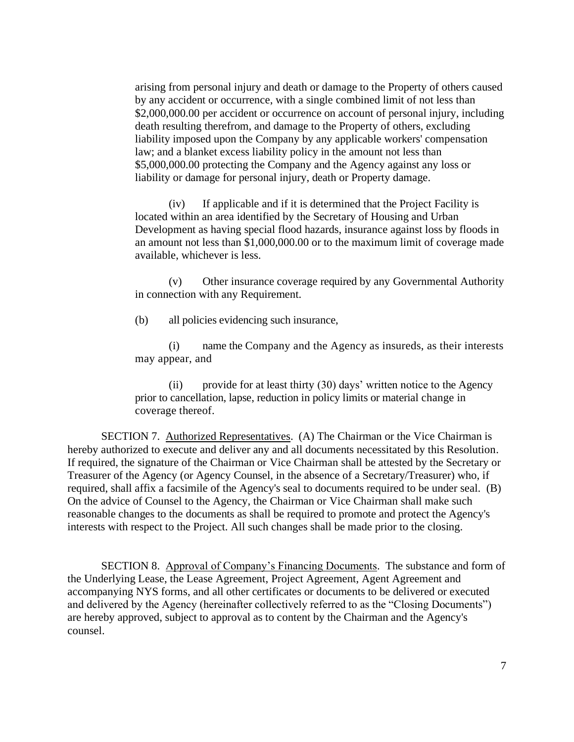arising from personal injury and death or damage to the Property of others caused by any accident or occurrence, with a single combined limit of not less than $2,000,000.00 per accident or occurrence on account of personal injury, including death resulting therefrom, and damage to the Property of others, excluding liability imposed upon the Company by any applicable workers' compensation law; and a blanket excess liability policy in the amount not less than $5,000,000.00 protecting the Company and the Agency against any loss or liability or damage for personal injury, death or Property damage.

(iv) If applicable and if it is determined that the Project Facility is located within an area identified by the Secretary of Housing and Urban Development as having special flood hazards, insurance against loss by floods in an amount not less than $1,000,000.00 or to the maximum limit of coverage made available, whichever is less.

(v) Other insurance coverage required by any Governmental Authority in connection with any Requirement.

(b) all policies evidencing such insurance,

(i) name the Company and the Agency as insureds, as their interests may appear, and

(ii) provide for at least thirty (30) days' written notice to the Agency prior to cancellation, lapse, reduction in policy limits or material change in coverage thereof.

SECTION 7. Authorized Representatives. (A) The Chairman or the Vice Chairman is hereby authorized to execute and deliver any and all documents necessitated by this Resolution. If required, the signature of the Chairman or Vice Chairman shall be attested by the Secretary or Treasurer of the Agency (or Agency Counsel, in the absence of a Secretary/Treasurer) who, if required, shall affix a facsimile of the Agency's seal to documents required to be under seal. (B) On the advice of Counsel to the Agency, the Chairman or Vice Chairman shall make such reasonable changes to the documents as shall be required to promote and protect the Agency's interests with respect to the Project. All such changes shall be made prior to the closing.

SECTION 8. Approval of Company's Financing Documents. The substance and form of the Underlying Lease, the Lease Agreement, Project Agreement, Agent Agreement and accompanying NYS forms, and all other certificates or documents to be delivered or executed and delivered by the Agency (hereinafter collectively referred to as the "Closing Documents") are hereby approved, subject to approval as to content by the Chairman and the Agency's counsel.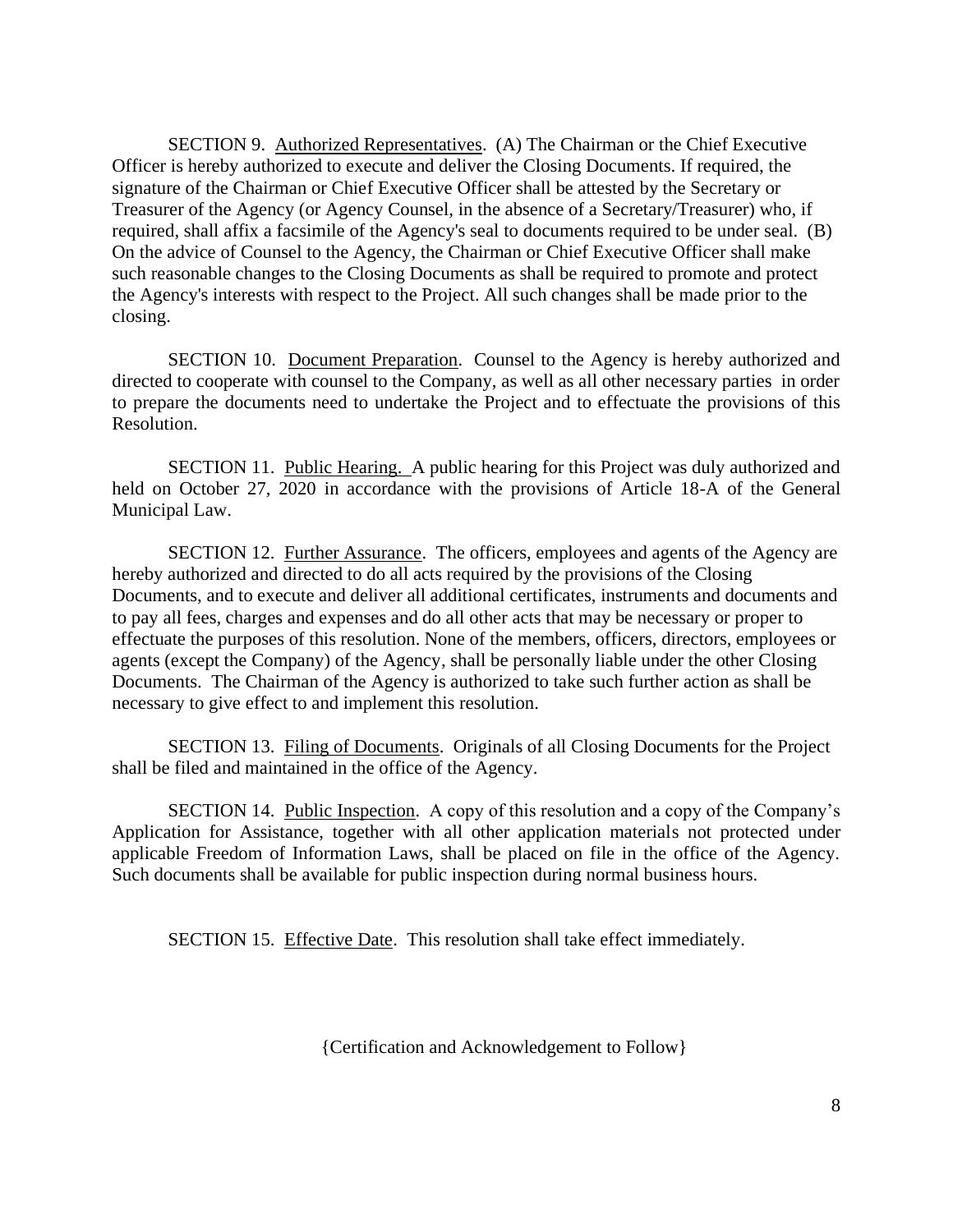SECTION 9. Authorized Representatives. (A) The Chairman or the Chief Executive Officer is hereby authorized to execute and deliver the Closing Documents. If required, the signature of the Chairman or Chief Executive Officer shall be attested by the Secretary or Treasurer of the Agency (or Agency Counsel, in the absence of a Secretary/Treasurer) who, if required, shall affix a facsimile of the Agency's seal to documents required to be under seal. (B) On the advice of Counsel to the Agency, the Chairman or Chief Executive Officer shall make such reasonable changes to the Closing Documents as shall be required to promote and protect the Agency's interests with respect to the Project. All such changes shall be made prior to the closing.

SECTION 10. Document Preparation. Counsel to the Agency is hereby authorized and directed to cooperate with counsel to the Company, as well as all other necessary parties in order to prepare the documents need to undertake the Project and to effectuate the provisions of this Resolution.

SECTION 11. Public Hearing. A public hearing for this Project was duly authorized and held on October 27, 2020 in accordance with the provisions of Article 18-A of the General Municipal Law.

SECTION 12. Further Assurance. The officers, employees and agents of the Agency are hereby authorized and directed to do all acts required by the provisions of the Closing Documents, and to execute and deliver all additional certificates, instruments and documents and to pay all fees, charges and expenses and do all other acts that may be necessary or proper to effectuate the purposes of this resolution. None of the members, officers, directors, employees or agents (except the Company) of the Agency, shall be personally liable under the other Closing Documents. The Chairman of the Agency is authorized to take such further action as shall be necessary to give effect to and implement this resolution.

SECTION 13. Filing of Documents. Originals of all Closing Documents for the Project shall be filed and maintained in the office of the Agency.

SECTION 14. Public Inspection. A copy of this resolution and a copy of the Company's Application for Assistance, together with all other application materials not protected under applicable Freedom of Information Laws, shall be placed on file in the office of the Agency. Such documents shall be available for public inspection during normal business hours.

SECTION 15. Effective Date. This resolution shall take effect immediately.

{Certification and Acknowledgement to Follow}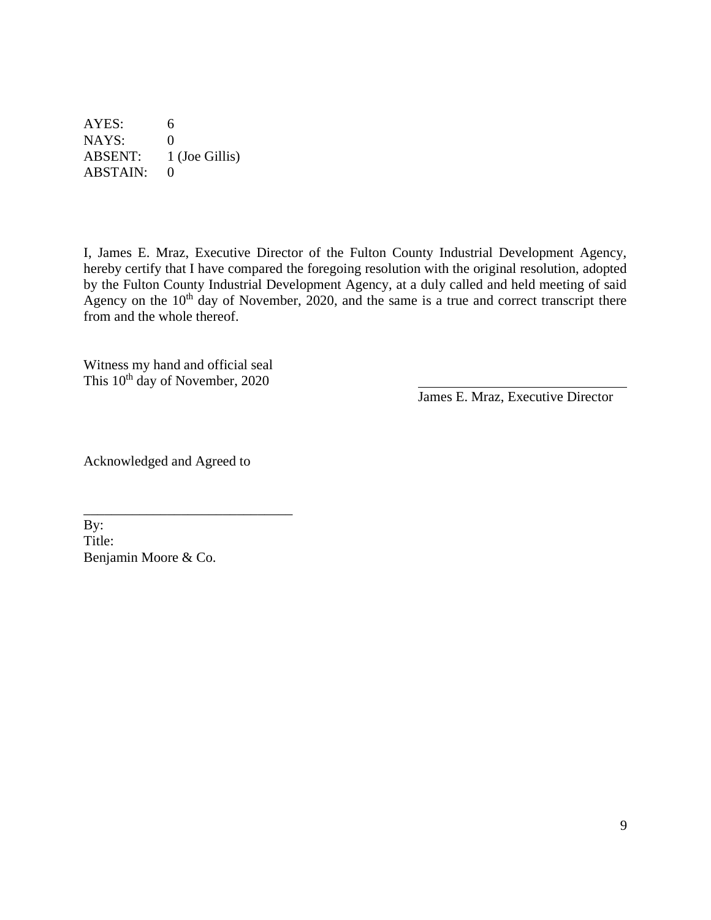| | |
|---|---|
| AYES: | 6 |
| NAYS: | 0 |
| ABSENT: | 1 (Joe Gillis) |
| ABSTAIN: | 0 |

I, James E. Mraz, Executive Director of the Fulton County Industrial Development Agency, hereby certify that I have compared the foregoing resolution with the original resolution, adopted by the Fulton County Industrial Development Agency, at a duly called and held meeting of said Agency on the 10th day of November, 2020, and the same is a true and correct transcript there from and the whole thereof.

Witness my hand and official seal
This 10th day of November, 2020

______________________________
James E. Mraz, Executive Director

Acknowledged and Agreed to

______________________________
By:
Title:
Benjamin Moore & Co.